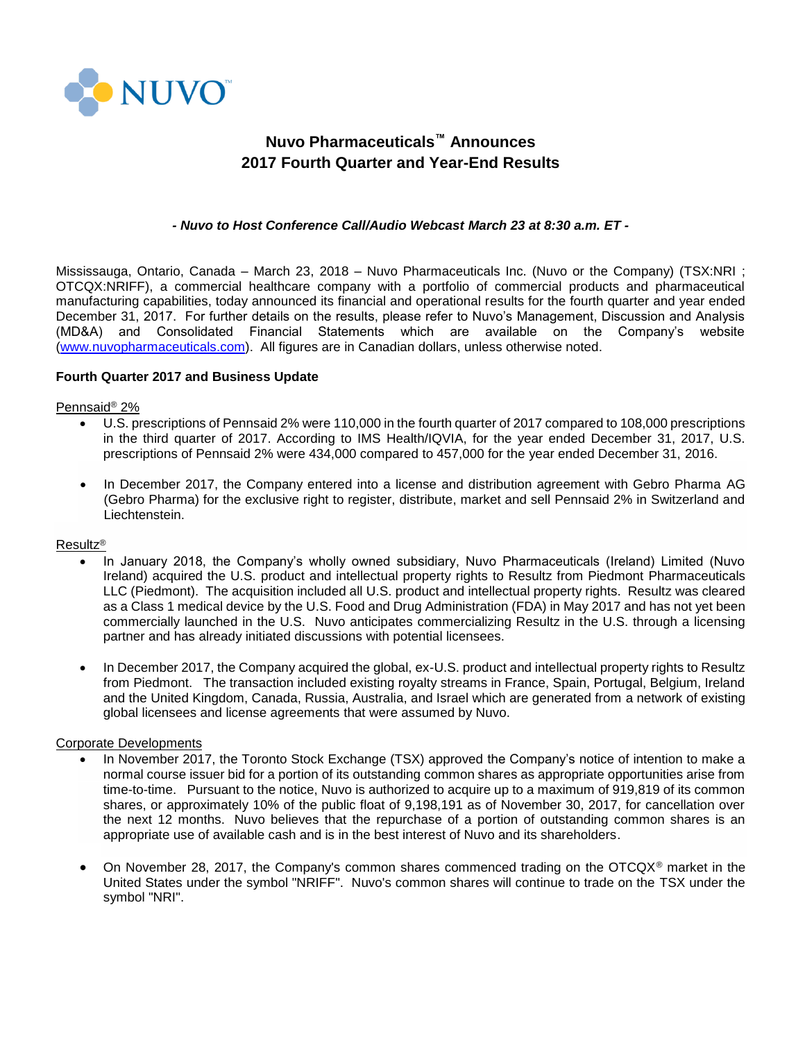# Nuvo Pharmaceuticals™ Announces 2017 Fourth Quarter and Year-End Results

***- Nuvo to Host Conference Call/Audio Webcast March 23 at 8:30 a.m. ET -***

Mississauga, Ontario, Canada – March 23, 2018 – Nuvo Pharmaceuticals Inc. (Nuvo or the Company) (TSX:NRI ; OTCQX:NRIFF), a commercial healthcare company with a portfolio of commercial products and pharmaceutical manufacturing capabilities, today announced its financial and operational results for the fourth quarter and year ended December 31, 2017. For further details on the results, please refer to Nuvo's Management, Discussion and Analysis (MD&A) and Consolidated Financial Statements which are available on the Company's website (www.nuvopharmaceuticals.com). All figures are in Canadian dollars, unless otherwise noted.

**Fourth Quarter 2017 and Business Update**

Pennsaid® 2%

- U.S. prescriptions of Pennsaid 2% were 110,000 in the fourth quarter of 2017 compared to 108,000 prescriptions in the third quarter of 2017. According to IMS Health/IQVIA, for the year ended December 31, 2017, U.S. prescriptions of Pennsaid 2% were 434,000 compared to 457,000 for the year ended December 31, 2016.
- In December 2017, the Company entered into a license and distribution agreement with Gebro Pharma AG (Gebro Pharma) for the exclusive right to register, distribute, market and sell Pennsaid 2% in Switzerland and Liechtenstein.

Resultz®

- In January 2018, the Company's wholly owned subsidiary, Nuvo Pharmaceuticals (Ireland) Limited (Nuvo Ireland) acquired the U.S. product and intellectual property rights to Resultz from Piedmont Pharmaceuticals LLC (Piedmont). The acquisition included all U.S. product and intellectual property rights. Resultz was cleared as a Class 1 medical device by the U.S. Food and Drug Administration (FDA) in May 2017 and has not yet been commercially launched in the U.S. Nuvo anticipates commercializing Resultz in the U.S. through a licensing partner and has already initiated discussions with potential licensees.
- In December 2017, the Company acquired the global, ex-U.S. product and intellectual property rights to Resultz from Piedmont. The transaction included existing royalty streams in France, Spain, Portugal, Belgium, Ireland and the United Kingdom, Canada, Russia, Australia, and Israel which are generated from a network of existing global licensees and license agreements that were assumed by Nuvo.

Corporate Developments

- In November 2017, the Toronto Stock Exchange (TSX) approved the Company's notice of intention to make a normal course issuer bid for a portion of its outstanding common shares as appropriate opportunities arise from time-to-time. Pursuant to the notice, Nuvo is authorized to acquire up to a maximum of 919,819 of its common shares, or approximately 10% of the public float of 9,198,191 as of November 30, 2017, for cancellation over the next 12 months. Nuvo believes that the repurchase of a portion of outstanding common shares is an appropriate use of available cash and is in the best interest of Nuvo and its shareholders.
- On November 28, 2017, the Company's common shares commenced trading on the OTCQX® market in the United States under the symbol "NRIFF". Nuvo's common shares will continue to trade on the TSX under the symbol "NRI".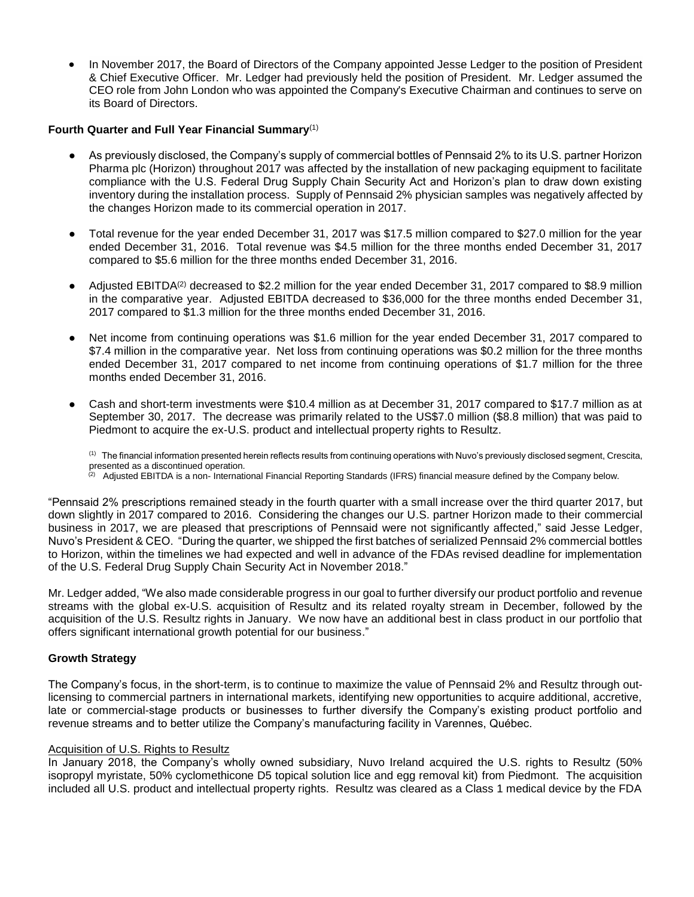- In November 2017, the Board of Directors of the Company appointed Jesse Ledger to the position of President & Chief Executive Officer. Mr. Ledger had previously held the position of President. Mr. Ledger assumed the CEO role from John London who was appointed the Company's Executive Chairman and continues to serve on its Board of Directors.

**Fourth Quarter and Full Year Financial Summary**[(1)]

- As previously disclosed, the Company's supply of commercial bottles of Pennsaid 2% to its U.S. partner Horizon Pharma plc (Horizon) throughout 2017 was affected by the installation of new packaging equipment to facilitate compliance with the U.S. Federal Drug Supply Chain Security Act and Horizon's plan to draw down existing inventory during the installation process. Supply of Pennsaid 2% physician samples was negatively affected by the changes Horizon made to its commercial operation in 2017.

- Total revenue for the year ended December 31, 2017 was $17.5 million compared to $27.0 million for the year ended December 31, 2016. Total revenue was $4.5 million for the three months ended December 31, 2017 compared to $5.6 million for the three months ended December 31, 2016.

- Adjusted EBITDA[(2)] decreased to $2.2 million for the year ended December 31, 2017 compared to $8.9 million in the comparative year. Adjusted EBITDA decreased to $36,000 for the three months ended December 31, 2017 compared to $1.3 million for the three months ended December 31, 2016.

- Net income from continuing operations was $1.6 million for the year ended December 31, 2017 compared to $7.4 million in the comparative year. Net loss from continuing operations was $0.2 million for the three months ended December 31, 2017 compared to net income from continuing operations of $1.7 million for the three months ended December 31, 2016.

- Cash and short-term investments were $10.4 million as at December 31, 2017 compared to $17.7 million as at September 30, 2017. The decrease was primarily related to the US$7.0 million ($8.8 million) that was paid to Piedmont to acquire the ex-U.S. product and intellectual property rights to Resultz.

  (1) The financial information presented herein reflects results from continuing operations with Nuvo's previously disclosed segment, Crescita, presented as a discontinued operation.
  (2) Adjusted EBITDA is a non- International Financial Reporting Standards (IFRS) financial measure defined by the Company below.

"Pennsaid 2% prescriptions remained steady in the fourth quarter with a small increase over the third quarter 2017, but down slightly in 2017 compared to 2016. Considering the changes our U.S. partner Horizon made to their commercial business in 2017, we are pleased that prescriptions of Pennsaid were not significantly affected," said Jesse Ledger, Nuvo's President & CEO. "During the quarter, we shipped the first batches of serialized Pennsaid 2% commercial bottles to Horizon, within the timelines we had expected and well in advance of the FDAs revised deadline for implementation of the U.S. Federal Drug Supply Chain Security Act in November 2018."

Mr. Ledger added, "We also made considerable progress in our goal to further diversify our product portfolio and revenue streams with the global ex-U.S. acquisition of Resultz and its related royalty stream in December, followed by the acquisition of the U.S. Resultz rights in January. We now have an additional best in class product in our portfolio that offers significant international growth potential for our business."

**Growth Strategy**

The Company's focus, in the short-term, is to continue to maximize the value of Pennsaid 2% and Resultz through out-licensing to commercial partners in international markets, identifying new opportunities to acquire additional, accretive, late or commercial-stage products or businesses to further diversify the Company's existing product portfolio and revenue streams and to better utilize the Company's manufacturing facility in Varennes, Québec.

<u>Acquisition of U.S. Rights to Resultz</u>

In January 2018, the Company's wholly owned subsidiary, Nuvo Ireland acquired the U.S. rights to Resultz (50% isopropyl myristate, 50% cyclomethicone D5 topical solution lice and egg removal kit) from Piedmont. The acquisition included all U.S. product and intellectual property rights. Resultz was cleared as a Class 1 medical device by the FDA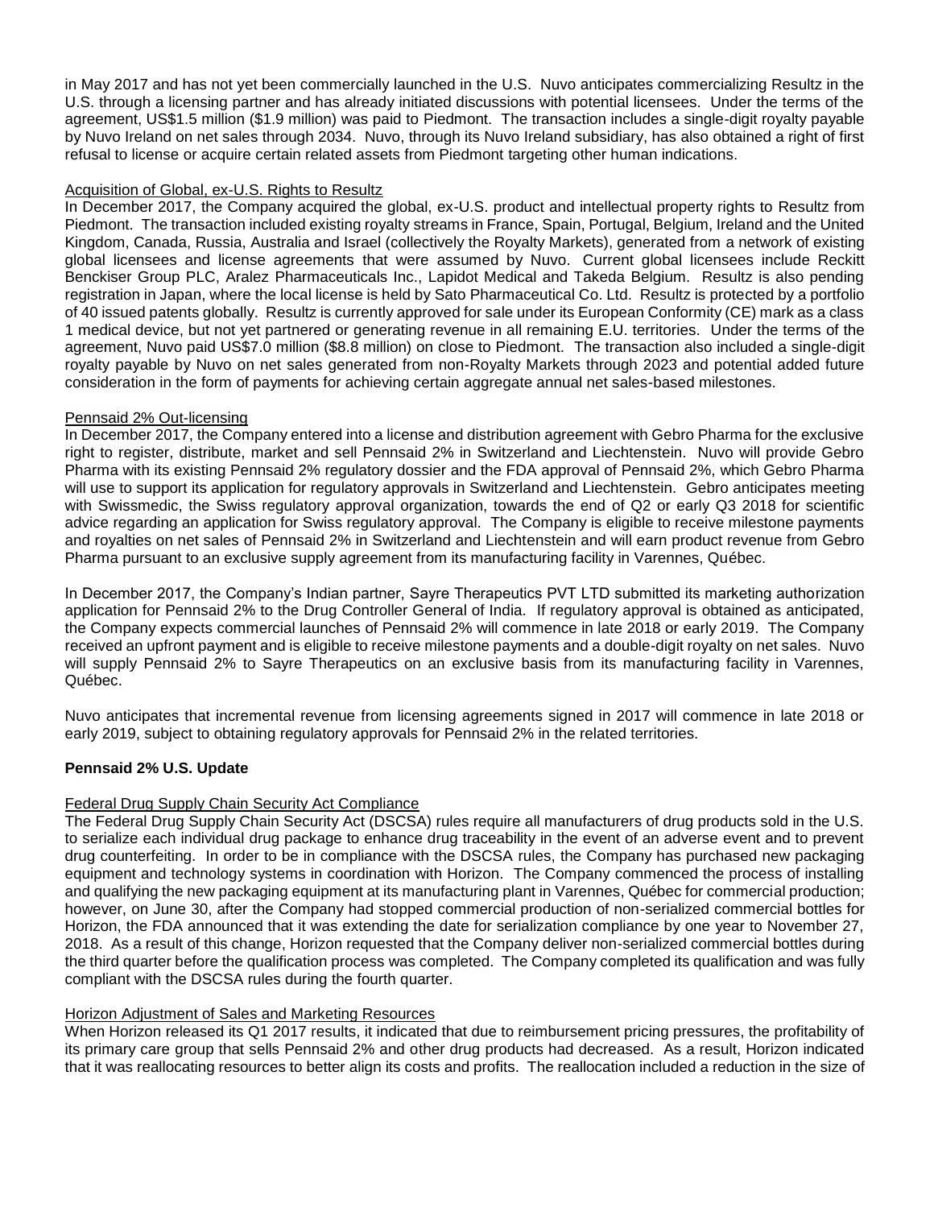in May 2017 and has not yet been commercially launched in the U.S. Nuvo anticipates commercializing Resultz in the U.S. through a licensing partner and has already initiated discussions with potential licensees. Under the terms of the agreement, US$1.5 million ($1.9 million) was paid to Piedmont. The transaction includes a single-digit royalty payable by Nuvo Ireland on net sales through 2034. Nuvo, through its Nuvo Ireland subsidiary, has also obtained a right of first refusal to license or acquire certain related assets from Piedmont targeting other human indications.

Acquisition of Global, ex-U.S. Rights to Resultz

In December 2017, the Company acquired the global, ex-U.S. product and intellectual property rights to Resultz from Piedmont. The transaction included existing royalty streams in France, Spain, Portugal, Belgium, Ireland and the United Kingdom, Canada, Russia, Australia and Israel (collectively the Royalty Markets), generated from a network of existing global licensees and license agreements that were assumed by Nuvo. Current global licensees include Reckitt Benckiser Group PLC, Aralez Pharmaceuticals Inc., Lapidot Medical and Takeda Belgium. Resultz is also pending registration in Japan, where the local license is held by Sato Pharmaceutical Co. Ltd. Resultz is protected by a portfolio of 40 issued patents globally. Resultz is currently approved for sale under its European Conformity (CE) mark as a class 1 medical device, but not yet partnered or generating revenue in all remaining E.U. territories. Under the terms of the agreement, Nuvo paid US$7.0 million ($8.8 million) on close to Piedmont. The transaction also included a single-digit royalty payable by Nuvo on net sales generated from non-Royalty Markets through 2023 and potential added future consideration in the form of payments for achieving certain aggregate annual net sales-based milestones.

Pennsaid 2% Out-licensing

In December 2017, the Company entered into a license and distribution agreement with Gebro Pharma for the exclusive right to register, distribute, market and sell Pennsaid 2% in Switzerland and Liechtenstein. Nuvo will provide Gebro Pharma with its existing Pennsaid 2% regulatory dossier and the FDA approval of Pennsaid 2%, which Gebro Pharma will use to support its application for regulatory approvals in Switzerland and Liechtenstein. Gebro anticipates meeting with Swissmedic, the Swiss regulatory approval organization, towards the end of Q2 or early Q3 2018 for scientific advice regarding an application for Swiss regulatory approval. The Company is eligible to receive milestone payments and royalties on net sales of Pennsaid 2% in Switzerland and Liechtenstein and will earn product revenue from Gebro Pharma pursuant to an exclusive supply agreement from its manufacturing facility in Varennes, Québec.

In December 2017, the Company's Indian partner, Sayre Therapeutics PVT LTD submitted its marketing authorization application for Pennsaid 2% to the Drug Controller General of India. If regulatory approval is obtained as anticipated, the Company expects commercial launches of Pennsaid 2% will commence in late 2018 or early 2019. The Company received an upfront payment and is eligible to receive milestone payments and a double-digit royalty on net sales. Nuvo will supply Pennsaid 2% to Sayre Therapeutics on an exclusive basis from its manufacturing facility in Varennes, Québec.

Nuvo anticipates that incremental revenue from licensing agreements signed in 2017 will commence in late 2018 or early 2019, subject to obtaining regulatory approvals for Pennsaid 2% in the related territories.

**Pennsaid 2% U.S. Update**

Federal Drug Supply Chain Security Act Compliance

The Federal Drug Supply Chain Security Act (DSCSA) rules require all manufacturers of drug products sold in the U.S. to serialize each individual drug package to enhance drug traceability in the event of an adverse event and to prevent drug counterfeiting. In order to be in compliance with the DSCSA rules, the Company has purchased new packaging equipment and technology systems in coordination with Horizon. The Company commenced the process of installing and qualifying the new packaging equipment at its manufacturing plant in Varennes, Québec for commercial production; however, on June 30, after the Company had stopped commercial production of non-serialized commercial bottles for Horizon, the FDA announced that it was extending the date for serialization compliance by one year to November 27, 2018. As a result of this change, Horizon requested that the Company deliver non-serialized commercial bottles during the third quarter before the qualification process was completed. The Company completed its qualification and was fully compliant with the DSCSA rules during the fourth quarter.

Horizon Adjustment of Sales and Marketing Resources

When Horizon released its Q1 2017 results, it indicated that due to reimbursement pricing pressures, the profitability of its primary care group that sells Pennsaid 2% and other drug products had decreased. As a result, Horizon indicated that it was reallocating resources to better align its costs and profits. The reallocation included a reduction in the size of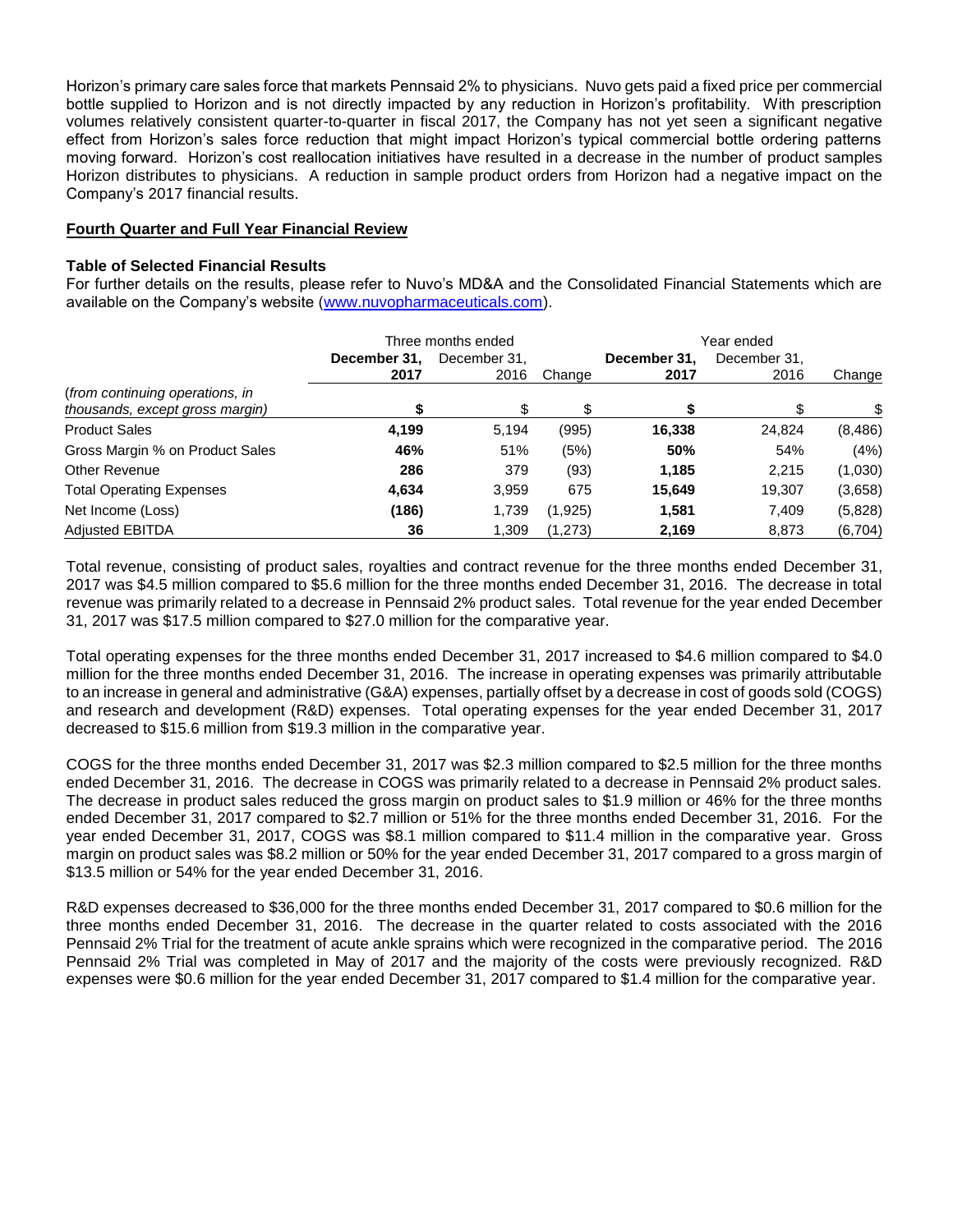Horizon's primary care sales force that markets Pennsaid 2% to physicians. Nuvo gets paid a fixed price per commercial bottle supplied to Horizon and is not directly impacted by any reduction in Horizon's profitability. With prescription volumes relatively consistent quarter-to-quarter in fiscal 2017, the Company has not yet seen a significant negative effect from Horizon's sales force reduction that might impact Horizon's typical commercial bottle ordering patterns moving forward. Horizon's cost reallocation initiatives have resulted in a decrease in the number of product samples Horizon distributes to physicians. A reduction in sample product orders from Horizon had a negative impact on the Company's 2017 financial results.

## Fourth Quarter and Full Year Financial Review

### Table of Selected Financial Results

For further details on the results, please refer to Nuvo's MD&A and the Consolidated Financial Statements which are available on the Company's website (www.nuvopharmaceuticals.com).

| | Three months ended | | | Year ended | | |
|---|---|---|---|---|---|---|
| | **December 31, 2017** | December 31, 2016 | Change | **December 31, 2017** | December 31, 2016 | Change |
| *(from continuing operations, in thousands, except gross margin)* | **$** | $ | $ | **$** | $ | $ |
| Product Sales | **4,199** | 5,194 | (995) | **16,338** | 24,824 | (8,486) |
| Gross Margin % on Product Sales | **46%** | 51% | (5%) | **50%** | 54% | (4%) |
| Other Revenue | **286** | 379 | (93) | **1,185** | 2,215 | (1,030) |
| Total Operating Expenses | **4,634** | 3,959 | 675 | **15,649** | 19,307 | (3,658) |
| Net Income (Loss) | **(186)** | 1,739 | (1,925) | **1,581** | 7,409 | (5,828) |
| Adjusted EBITDA | **36** | 1,309 | (1,273) | **2,169** | 8,873 | (6,704) |

Total revenue, consisting of product sales, royalties and contract revenue for the three months ended December 31, 2017 was $4.5 million compared to $5.6 million for the three months ended December 31, 2016. The decrease in total revenue was primarily related to a decrease in Pennsaid 2% product sales. Total revenue for the year ended December 31, 2017 was $17.5 million compared to $27.0 million for the comparative year.

Total operating expenses for the three months ended December 31, 2017 increased to $4.6 million compared to $4.0 million for the three months ended December 31, 2016. The increase in operating expenses was primarily attributable to an increase in general and administrative (G&A) expenses, partially offset by a decrease in cost of goods sold (COGS) and research and development (R&D) expenses. Total operating expenses for the year ended December 31, 2017 decreased to $15.6 million from $19.3 million in the comparative year.

COGS for the three months ended December 31, 2017 was $2.3 million compared to $2.5 million for the three months ended December 31, 2016. The decrease in COGS was primarily related to a decrease in Pennsaid 2% product sales. The decrease in product sales reduced the gross margin on product sales to $1.9 million or 46% for the three months ended December 31, 2017 compared to $2.7 million or 51% for the three months ended December 31, 2016. For the year ended December 31, 2017, COGS was $8.1 million compared to $11.4 million in the comparative year. Gross margin on product sales was $8.2 million or 50% for the year ended December 31, 2017 compared to a gross margin of $13.5 million or 54% for the year ended December 31, 2016.

R&D expenses decreased to $36,000 for the three months ended December 31, 2017 compared to $0.6 million for the three months ended December 31, 2016. The decrease in the quarter related to costs associated with the 2016 Pennsaid 2% Trial for the treatment of acute ankle sprains which were recognized in the comparative period. The 2016 Pennsaid 2% Trial was completed in May of 2017 and the majority of the costs were previously recognized. R&D expenses were $0.6 million for the year ended December 31, 2017 compared to $1.4 million for the comparative year.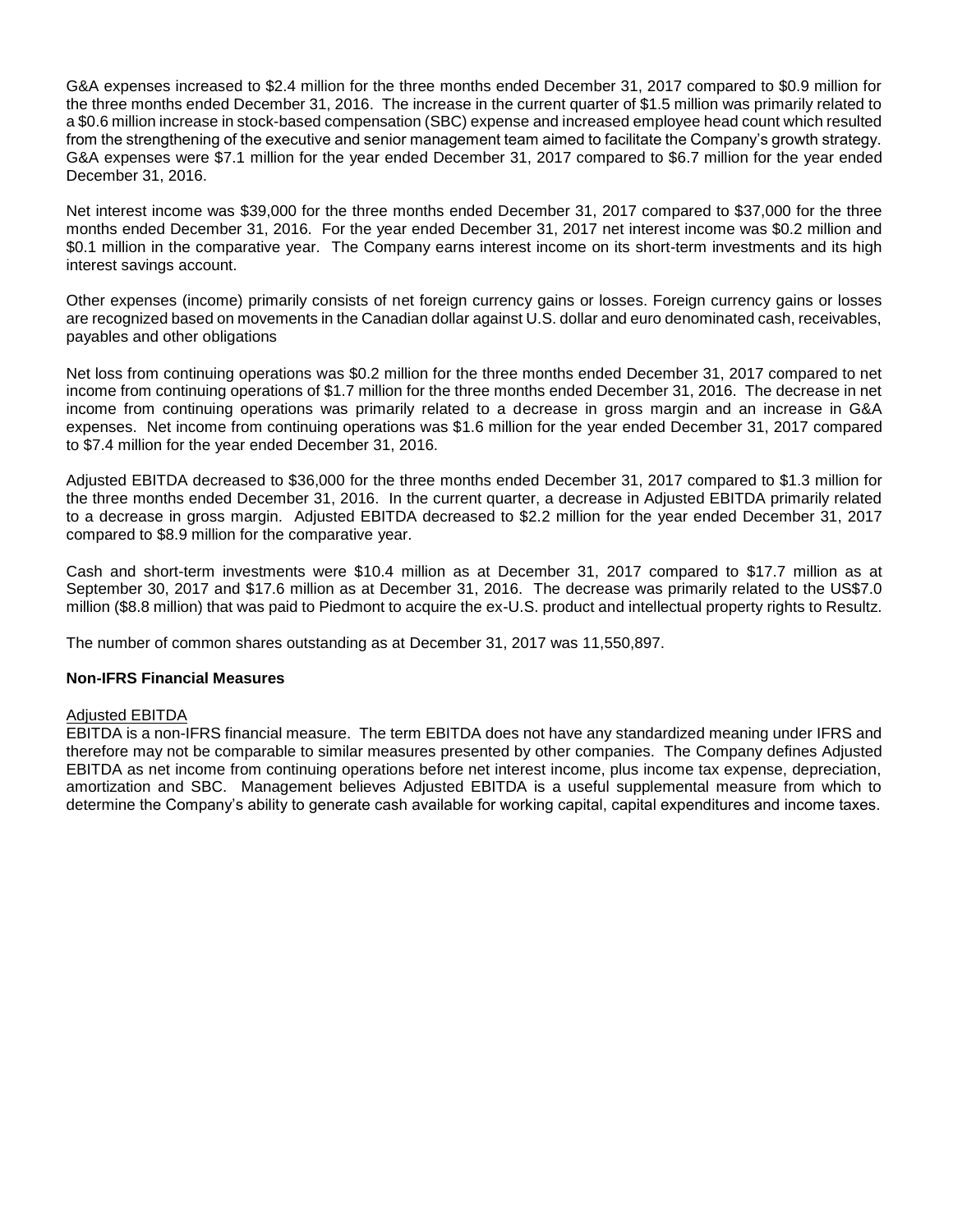G&A expenses increased to $2.4 million for the three months ended December 31, 2017 compared to $0.9 million for the three months ended December 31, 2016. The increase in the current quarter of $1.5 million was primarily related to a $0.6 million increase in stock-based compensation (SBC) expense and increased employee head count which resulted from the strengthening of the executive and senior management team aimed to facilitate the Company's growth strategy. G&A expenses were $7.1 million for the year ended December 31, 2017 compared to $6.7 million for the year ended December 31, 2016.

Net interest income was $39,000 for the three months ended December 31, 2017 compared to $37,000 for the three months ended December 31, 2016. For the year ended December 31, 2017 net interest income was $0.2 million and $0.1 million in the comparative year. The Company earns interest income on its short-term investments and its high interest savings account.

Other expenses (income) primarily consists of net foreign currency gains or losses. Foreign currency gains or losses are recognized based on movements in the Canadian dollar against U.S. dollar and euro denominated cash, receivables, payables and other obligations

Net loss from continuing operations was $0.2 million for the three months ended December 31, 2017 compared to net income from continuing operations of $1.7 million for the three months ended December 31, 2016. The decrease in net income from continuing operations was primarily related to a decrease in gross margin and an increase in G&A expenses. Net income from continuing operations was $1.6 million for the year ended December 31, 2017 compared to $7.4 million for the year ended December 31, 2016.

Adjusted EBITDA decreased to $36,000 for the three months ended December 31, 2017 compared to $1.3 million for the three months ended December 31, 2016. In the current quarter, a decrease in Adjusted EBITDA primarily related to a decrease in gross margin. Adjusted EBITDA decreased to $2.2 million for the year ended December 31, 2017 compared to $8.9 million for the comparative year.

Cash and short-term investments were $10.4 million as at December 31, 2017 compared to $17.7 million as at September 30, 2017 and $17.6 million as at December 31, 2016. The decrease was primarily related to the US$7.0 million ($8.8 million) that was paid to Piedmont to acquire the ex-U.S. product and intellectual property rights to Resultz.

The number of common shares outstanding as at December 31, 2017 was 11,550,897.

**Non-IFRS Financial Measures**

Adjusted EBITDA

EBITDA is a non-IFRS financial measure. The term EBITDA does not have any standardized meaning under IFRS and therefore may not be comparable to similar measures presented by other companies. The Company defines Adjusted EBITDA as net income from continuing operations before net interest income, plus income tax expense, depreciation, amortization and SBC. Management believes Adjusted EBITDA is a useful supplemental measure from which to determine the Company's ability to generate cash available for working capital, capital expenditures and income taxes.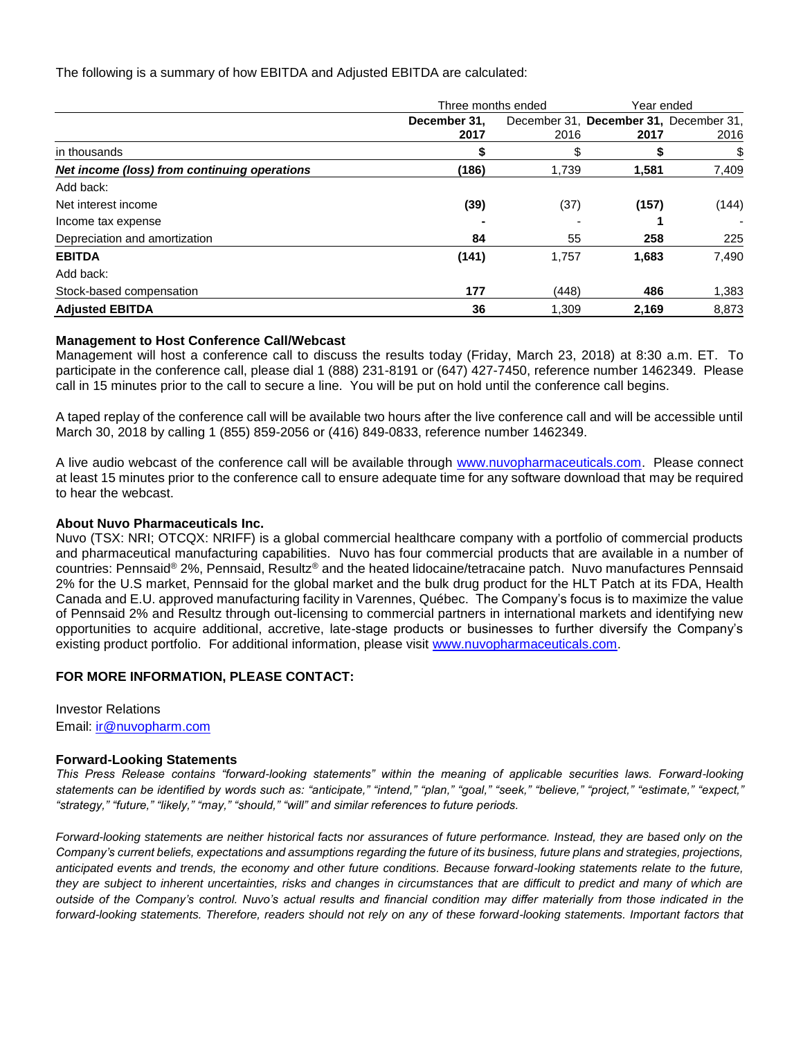The following is a summary of how EBITDA and Adjusted EBITDA are calculated:

| | Three months ended | | Year ended | |
|---|---|---|---|---|
| | **December 31, 2017** | December 31, 2016 | **December 31, 2017** | December 31, 2016 |
| in thousands | **$** | $ | **$** | $ |
| ***Net income (loss) from continuing operations*** | **(186)** | 1,739 | **1,581** | 7,409 |
| Add back: | | | | |
| Net interest income | **(39)** | (37) | **(157)** | (144) |
| Income tax expense | **-** | - | **1** | - |
| Depreciation and amortization | **84** | 55 | **258** | 225 |
| **EBITDA** | **(141)** | 1,757 | **1,683** | 7,490 |
| Add back: | | | | |
| Stock-based compensation | **177** | (448) | **486** | 1,383 |
| **Adjusted EBITDA** | **36** | 1,309 | **2,169** | 8,873 |

### Management to Host Conference Call/Webcast

Management will host a conference call to discuss the results today (Friday, March 23, 2018) at 8:30 a.m. ET. To participate in the conference call, please dial 1 (888) 231-8191 or (647) 427-7450, reference number 1462349. Please call in 15 minutes prior to the call to secure a line. You will be put on hold until the conference call begins.

A taped replay of the conference call will be available two hours after the live conference call and will be accessible until March 30, 2018 by calling 1 (855) 859-2056 or (416) 849-0833, reference number 1462349.

A live audio webcast of the conference call will be available through www.nuvopharmaceuticals.com. Please connect at least 15 minutes prior to the conference call to ensure adequate time for any software download that may be required to hear the webcast.

### About Nuvo Pharmaceuticals Inc.

Nuvo (TSX: NRI; OTCQX: NRIFF) is a global commercial healthcare company with a portfolio of commercial products and pharmaceutical manufacturing capabilities. Nuvo has four commercial products that are available in a number of countries: Pennsaid® 2%, Pennsaid, Resultz® and the heated lidocaine/tetracaine patch. Nuvo manufactures Pennsaid 2% for the U.S market, Pennsaid for the global market and the bulk drug product for the HLT Patch at its FDA, Health Canada and E.U. approved manufacturing facility in Varennes, Québec. The Company's focus is to maximize the value of Pennsaid 2% and Resultz through out-licensing to commercial partners in international markets and identifying new opportunities to acquire additional, accretive, late-stage products or businesses to further diversify the Company's existing product portfolio. For additional information, please visit www.nuvopharmaceuticals.com.

### FOR MORE INFORMATION, PLEASE CONTACT:

Investor Relations
Email: ir@nuvopharm.com

### Forward-Looking Statements

*This Press Release contains "forward-looking statements" within the meaning of applicable securities laws. Forward-looking statements can be identified by words such as: "anticipate," "intend," "plan," "goal," "seek," "believe," "project," "estimate," "expect," "strategy," "future," "likely," "may," "should," "will" and similar references to future periods.*

*Forward-looking statements are neither historical facts nor assurances of future performance. Instead, they are based only on the Company's current beliefs, expectations and assumptions regarding the future of its business, future plans and strategies, projections, anticipated events and trends, the economy and other future conditions. Because forward-looking statements relate to the future, they are subject to inherent uncertainties, risks and changes in circumstances that are difficult to predict and many of which are outside of the Company's control. Nuvo's actual results and financial condition may differ materially from those indicated in the forward-looking statements. Therefore, readers should not rely on any of these forward-looking statements. Important factors that*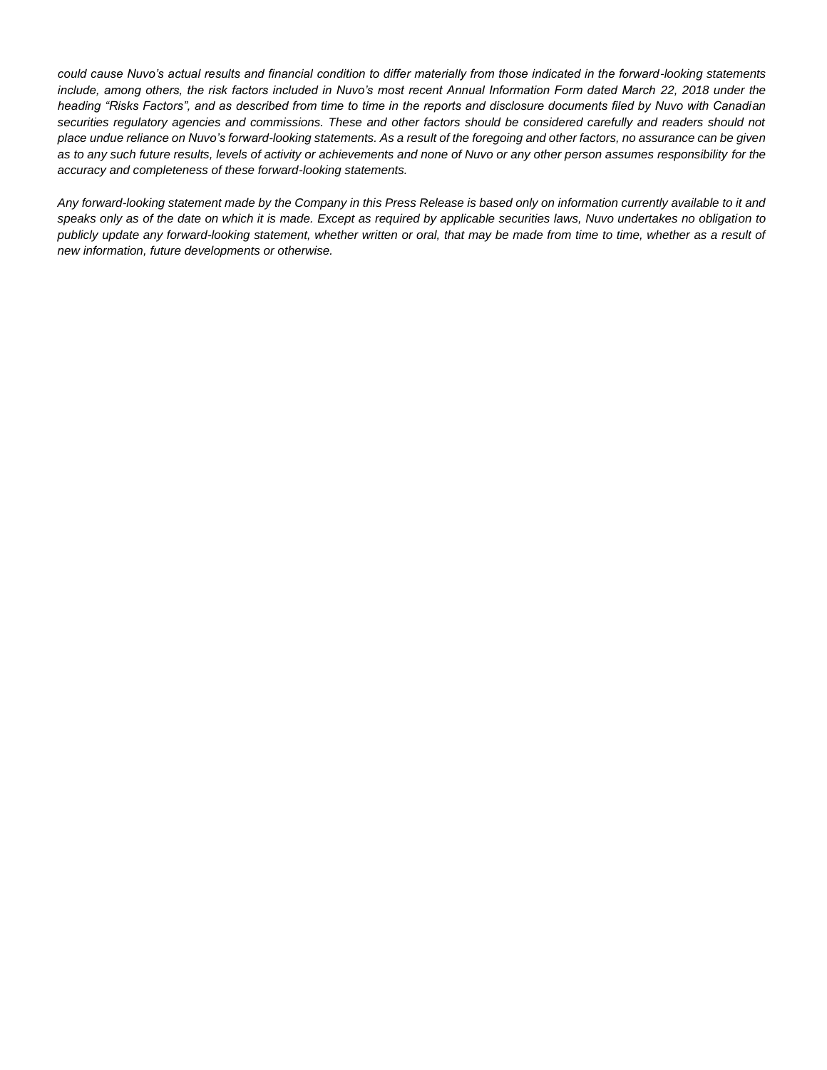*could cause Nuvo's actual results and financial condition to differ materially from those indicated in the forward-looking statements include, among others, the risk factors included in Nuvo's most recent Annual Information Form dated March 22, 2018 under the heading "Risks Factors", and as described from time to time in the reports and disclosure documents filed by Nuvo with Canadian securities regulatory agencies and commissions. These and other factors should be considered carefully and readers should not place undue reliance on Nuvo's forward-looking statements. As a result of the foregoing and other factors, no assurance can be given as to any such future results, levels of activity or achievements and none of Nuvo or any other person assumes responsibility for the accuracy and completeness of these forward-looking statements.*

*Any forward-looking statement made by the Company in this Press Release is based only on information currently available to it and speaks only as of the date on which it is made. Except as required by applicable securities laws, Nuvo undertakes no obligation to publicly update any forward-looking statement, whether written or oral, that may be made from time to time, whether as a result of new information, future developments or otherwise.*